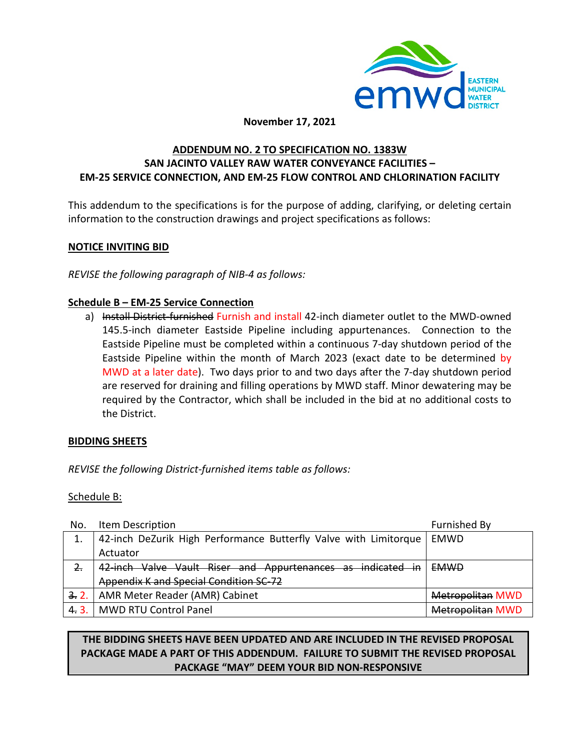EMWD EASTERN MUNICIPAL WATER DISTRICT

**November 17, 2021**

**ADDENDUM NO. 2 TO SPECIFICATION NO. 1383W**
**SAN JACINTO VALLEY RAW WATER CONVEYANCE FACILITIES –**
**EM-25 SERVICE CONNECTION, AND EM-25 FLOW CONTROL AND CHLORINATION FACILITY**

This addendum to the specifications is for the purpose of adding, clarifying, or deleting certain information to the construction drawings and project specifications as follows:

**NOTICE INVITING BID**

*REVISE the following paragraph of NIB-4 as follows:*

**Schedule B – EM-25 Service Connection**

a) ~~Install District-furnished~~ Furnish and install 42-inch diameter outlet to the MWD-owned 145.5-inch diameter Eastside Pipeline including appurtenances. Connection to the Eastside Pipeline must be completed within a continuous 7-day shutdown period of the Eastside Pipeline within the month of March 2023 (exact date to be determined by MWD at a later date). Two days prior to and two days after the 7-day shutdown period are reserved for draining and filling operations by MWD staff. Minor dewatering may be required by the Contractor, which shall be included in the bid at no additional costs to the District.

**BIDDING SHEETS**

*REVISE the following District-furnished items table as follows:*

Schedule B:

| No. | Item Description | Furnished By |
|---|---|---|
| 1. | 42-inch DeZurik High Performance Butterfly Valve with Limitorque Actuator | EMWD |
| ~~2.~~ | ~~42-inch Valve Vault Riser and Appurtenances as indicated in Appendix K and Special Condition SC-72~~ | ~~EMWD~~ |
| ~~3.~~ 2. | AMR Meter Reader (AMR) Cabinet | ~~Metropolitan~~ MWD |
| ~~4.~~ 3. | MWD RTU Control Panel | ~~Metropolitan~~ MWD |

**THE BIDDING SHEETS HAVE BEEN UPDATED AND ARE INCLUDED IN THE REVISED PROPOSAL PACKAGE MADE A PART OF THIS ADDENDUM. FAILURE TO SUBMIT THE REVISED PROPOSAL PACKAGE "MAY" DEEM YOUR BID NON-RESPONSIVE**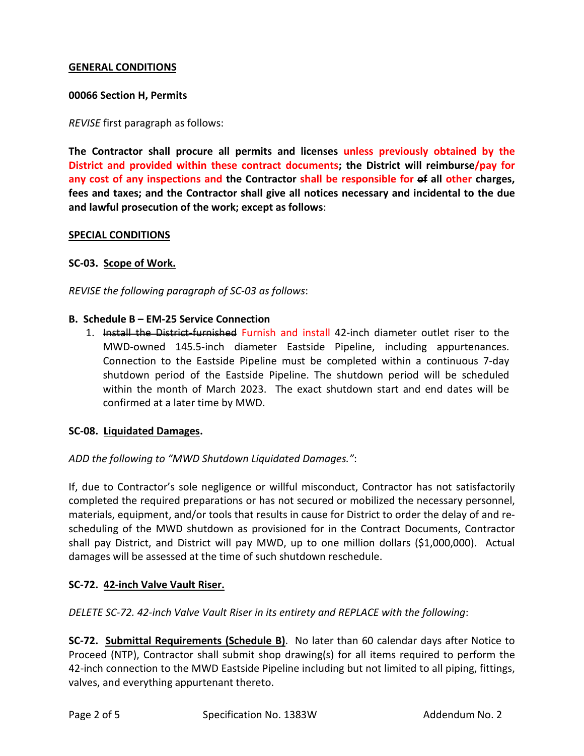**GENERAL CONDITIONS**

**00066 Section H, Permits**

*REVISE* first paragraph as follows:

**The Contractor shall procure all permits and licenses unless previously obtained by the District and provided within these contract documents; the District will reimburse/pay for any cost of any inspections and the Contractor shall be responsible for ~~of~~ all other charges, fees and taxes; and the Contractor shall give all notices necessary and incidental to the due and lawful prosecution of the work; except as follows**:

**SPECIAL CONDITIONS**

**SC-03. Scope of Work.**

*REVISE the following paragraph of SC-03 as follows*:

**B. Schedule B – EM-25 Service Connection**

1. ~~Install the District-furnished~~ Furnish and install 42-inch diameter outlet riser to the MWD-owned 145.5-inch diameter Eastside Pipeline, including appurtenances. Connection to the Eastside Pipeline must be completed within a continuous 7-day shutdown period of the Eastside Pipeline. The shutdown period will be scheduled within the month of March 2023. The exact shutdown start and end dates will be confirmed at a later time by MWD.

**SC-08. Liquidated Damages.**

*ADD the following to "MWD Shutdown Liquidated Damages."*:

If, due to Contractor's sole negligence or willful misconduct, Contractor has not satisfactorily completed the required preparations or has not secured or mobilized the necessary personnel, materials, equipment, and/or tools that results in cause for District to order the delay of and re-scheduling of the MWD shutdown as provisioned for in the Contract Documents, Contractor shall pay District, and District will pay MWD, up to one million dollars ($1,000,000). Actual damages will be assessed at the time of such shutdown reschedule.

**SC-72. 42-inch Valve Vault Riser.**

*DELETE SC-72. 42-inch Valve Vault Riser in its entirety and REPLACE with the following*:

**SC-72. Submittal Requirements (Schedule B)**. No later than 60 calendar days after Notice to Proceed (NTP), Contractor shall submit shop drawing(s) for all items required to perform the 42-inch connection to the MWD Eastside Pipeline including but not limited to all piping, fittings, valves, and everything appurtenant thereto.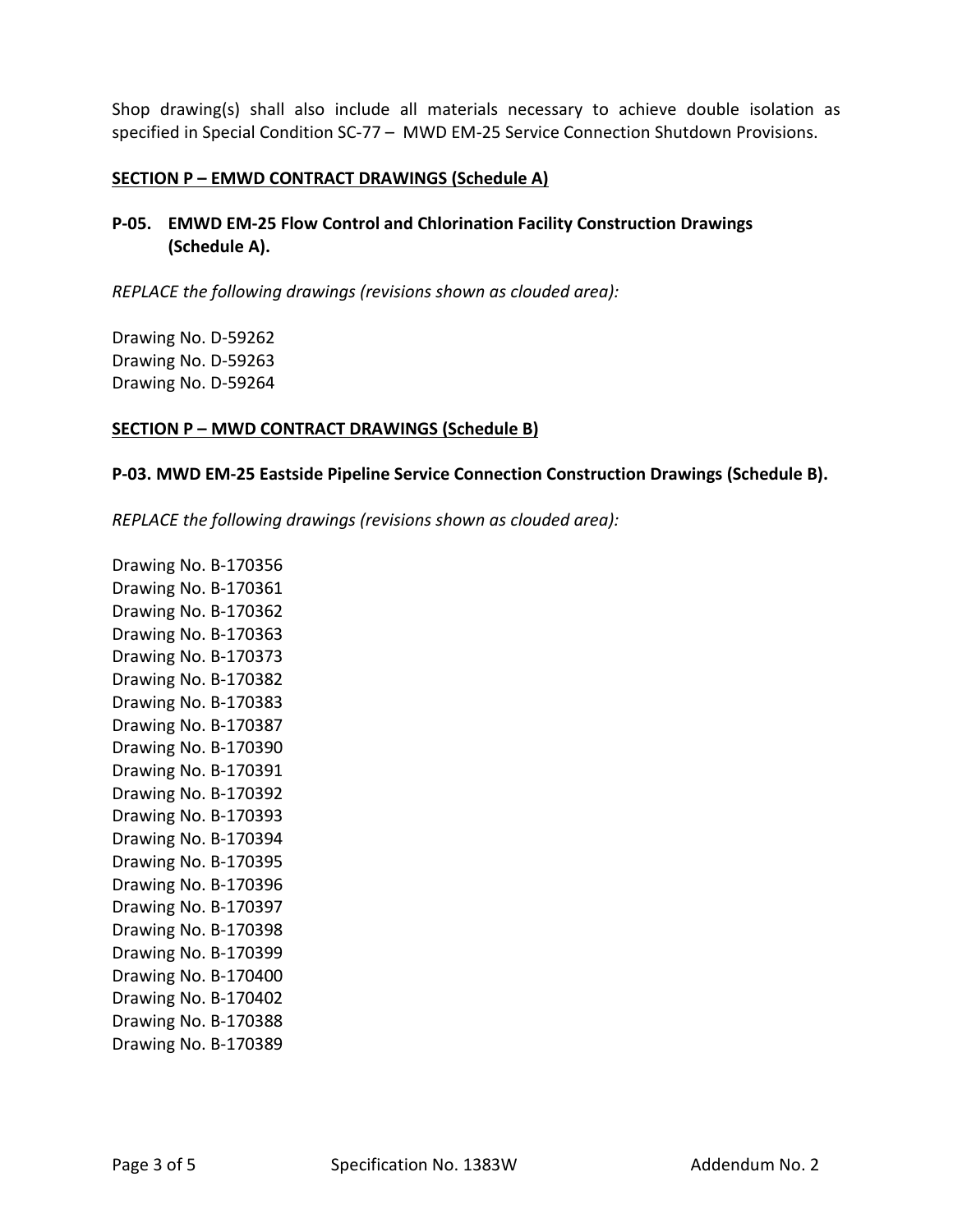Shop drawing(s) shall also include all materials necessary to achieve double isolation as specified in Special Condition SC-77 – MWD EM-25 Service Connection Shutdown Provisions.

**SECTION P – EMWD CONTRACT DRAWINGS (Schedule A)**

**P-05. EMWD EM-25 Flow Control and Chlorination Facility Construction Drawings (Schedule A).**

*REPLACE the following drawings (revisions shown as clouded area):*

Drawing No. D-59262
Drawing No. D-59263
Drawing No. D-59264

**SECTION P – MWD CONTRACT DRAWINGS (Schedule B)**

**P-03. MWD EM-25 Eastside Pipeline Service Connection Construction Drawings (Schedule B).**

*REPLACE the following drawings (revisions shown as clouded area):*

Drawing No. B-170356
Drawing No. B-170361
Drawing No. B-170362
Drawing No. B-170363
Drawing No. B-170373
Drawing No. B-170382
Drawing No. B-170383
Drawing No. B-170387
Drawing No. B-170390
Drawing No. B-170391
Drawing No. B-170392
Drawing No. B-170393
Drawing No. B-170394
Drawing No. B-170395
Drawing No. B-170396
Drawing No. B-170397
Drawing No. B-170398
Drawing No. B-170399
Drawing No. B-170400
Drawing No. B-170402
Drawing No. B-170388
Drawing No. B-170389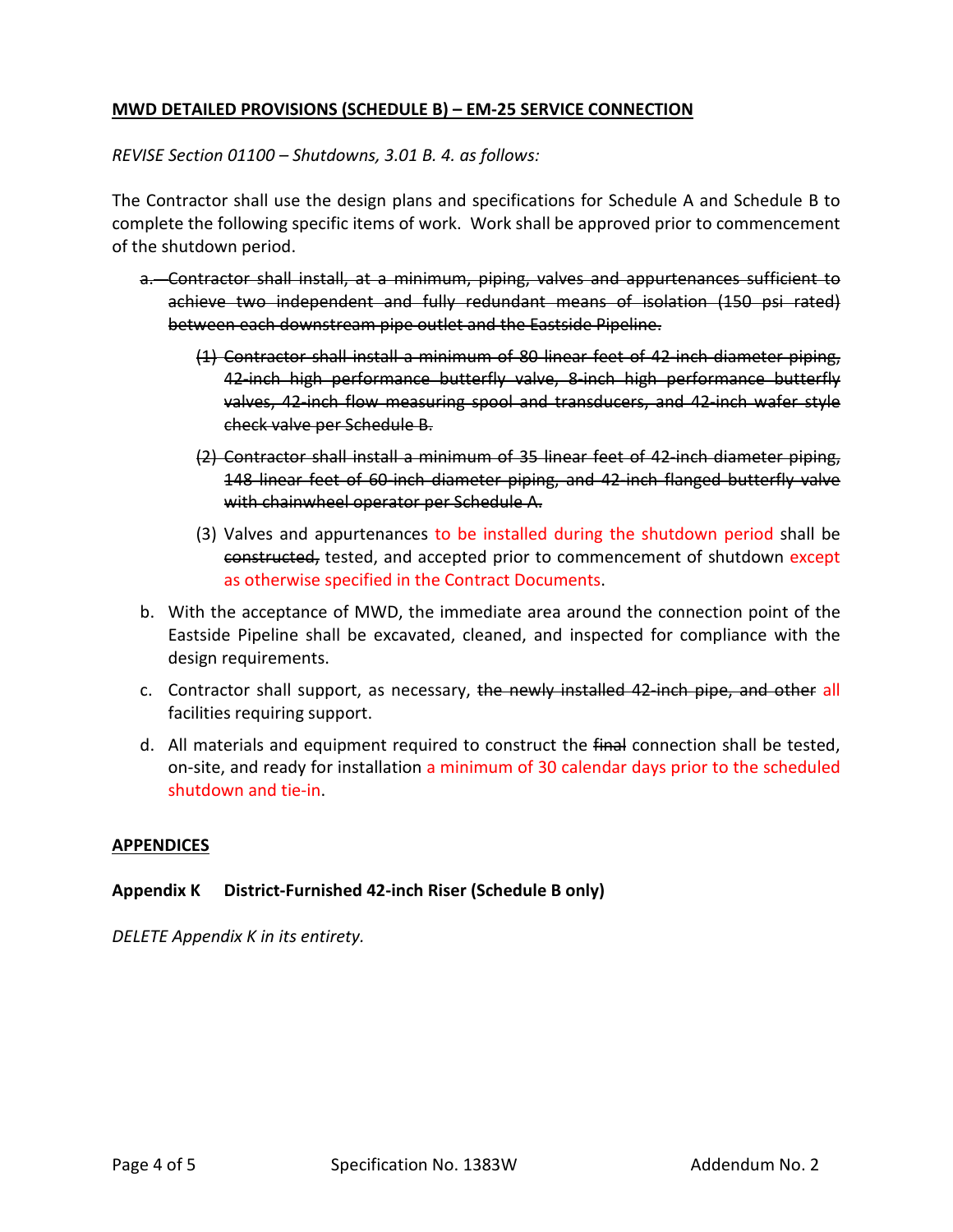**MWD DETAILED PROVISIONS (SCHEDULE B) – EM-25 SERVICE CONNECTION**

*REVISE Section 01100 – Shutdowns, 3.01 B. 4. as follows:*

The Contractor shall use the design plans and specifications for Schedule A and Schedule B to complete the following specific items of work. Work shall be approved prior to commencement of the shutdown period.

a. ~~Contractor shall install, at a minimum, piping, valves and appurtenances sufficient to achieve two independent and fully redundant means of isolation (150 psi rated) between each downstream pipe outlet and the Eastside Pipeline.~~

   (1) ~~Contractor shall install a minimum of 80 linear feet of 42-inch diameter piping, 42-inch high performance butterfly valve, 8-inch high performance butterfly valves, 42-inch flow measuring spool and transducers, and 42-inch wafer style check valve per Schedule B.~~

   (2) ~~Contractor shall install a minimum of 35 linear feet of 42-inch diameter piping, 148 linear feet of 60-inch diameter piping, and 42-inch flanged butterfly valve with chainwheel operator per Schedule A.~~

   (3) Valves and appurtenances to be installed during the shutdown period shall be ~~constructed,~~ tested, and accepted prior to commencement of shutdown except as otherwise specified in the Contract Documents.

b. With the acceptance of MWD, the immediate area around the connection point of the Eastside Pipeline shall be excavated, cleaned, and inspected for compliance with the design requirements.

c. Contractor shall support, as necessary, ~~the newly installed 42-inch pipe, and other~~ all facilities requiring support.

d. All materials and equipment required to construct the ~~final~~ connection shall be tested, on-site, and ready for installation a minimum of 30 calendar days prior to the scheduled shutdown and tie-in.

**APPENDICES**

**Appendix K     District-Furnished 42-inch Riser (Schedule B only)**

*DELETE Appendix K in its entirety.*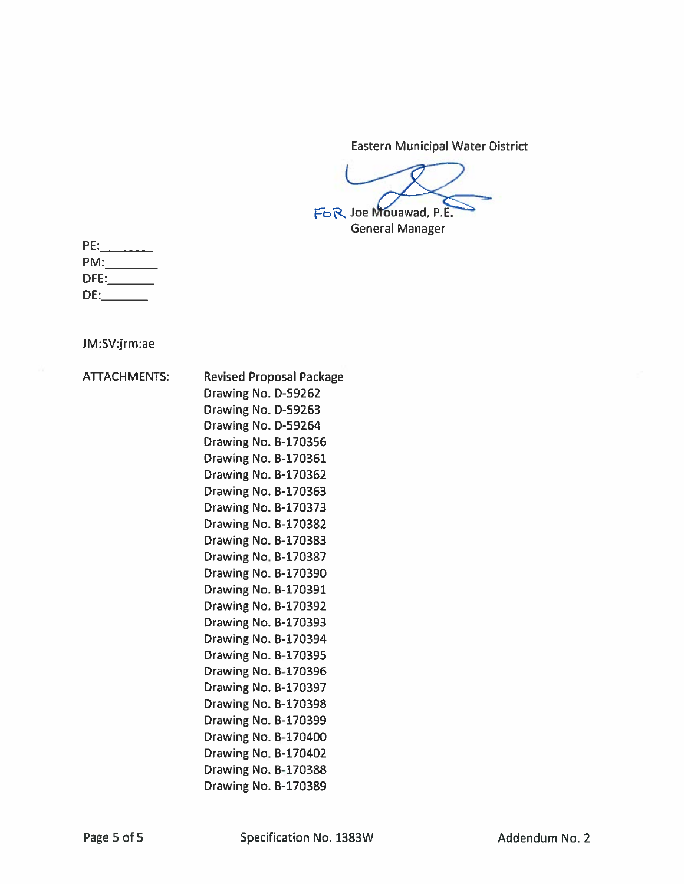Eastern Municipal Water District

FOR Joe Mouawad, P.E.
General Manager

PE:_______
PM:_______
DFE:_______
DE:_______

JM:SV:jrm:ae

ATTACHMENTS:

- Revised Proposal Package
- Drawing No. D-59262
- Drawing No. D-59263
- Drawing No. D-59264
- Drawing No. B-170356
- Drawing No. B-170361
- Drawing No. B-170362
- Drawing No. B-170363
- Drawing No. B-170373
- Drawing No. B-170382
- Drawing No. B-170383
- Drawing No. B-170387
- Drawing No. B-170390
- Drawing No. B-170391
- Drawing No. B-170392
- Drawing No. B-170393
- Drawing No. B-170394
- Drawing No. B-170395
- Drawing No. B-170396
- Drawing No. B-170397
- Drawing No. B-170398
- Drawing No. B-170399
- Drawing No. B-170400
- Drawing No. B-170402
- Drawing No. B-170388
- Drawing No. B-170389